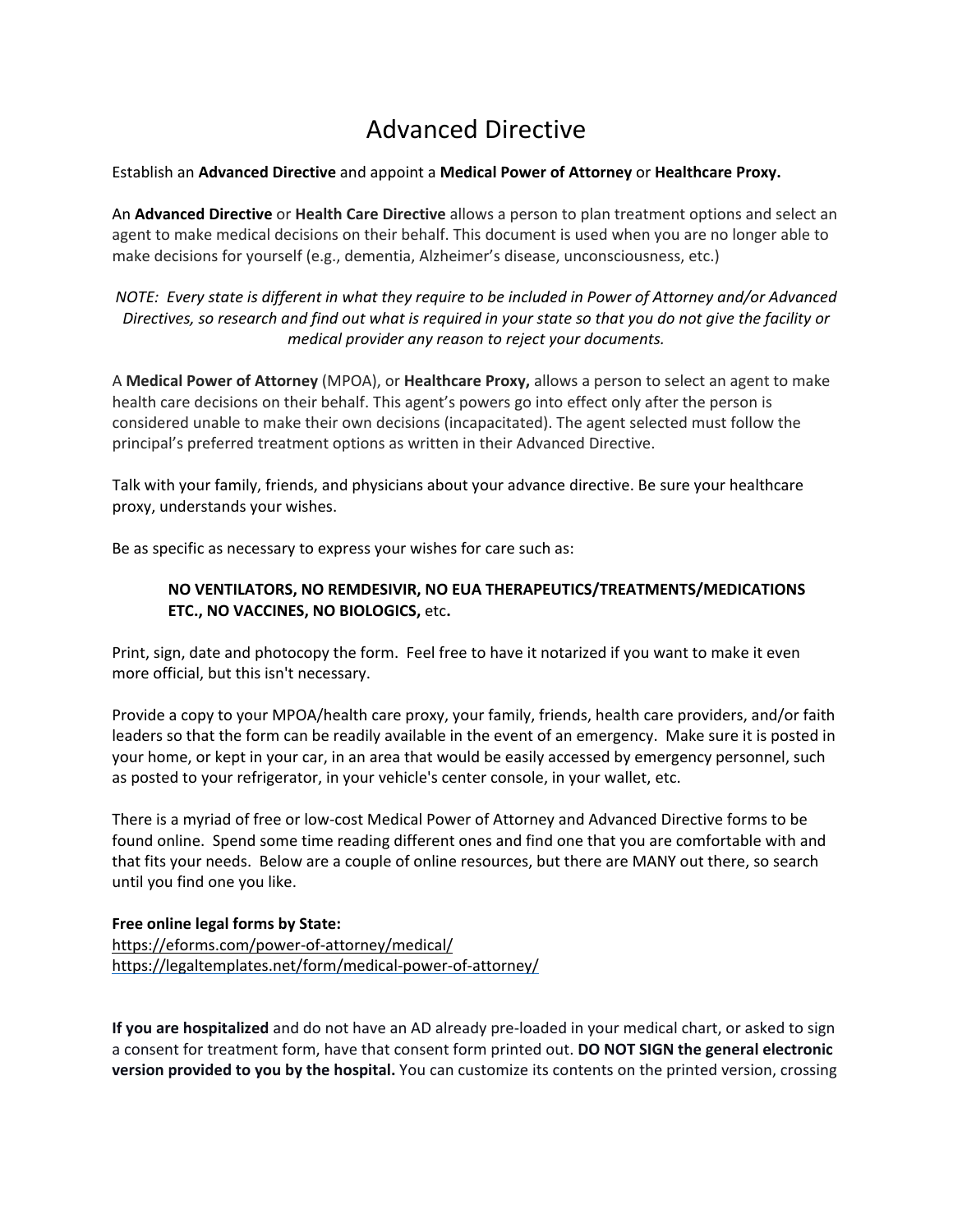# Advanced Directive

Establish an **Advanced Directive** and appoint a **Medical Power of Attorney** or **Healthcare Proxy.**

An **Advanced Directive** or **Health Care Directive** allows a person to plan treatment options and select an agent to make medical decisions on their behalf. This document is used when you are no longer able to make decisions for yourself (e.g., dementia, Alzheimer's disease, unconsciousness, etc.)

*NOTE: Every state is different in what they require to be included in Power of Attorney and/or Advanced Directives, so research and find out what is required in your state so that you do not give the facility or medical provider any reason to reject your documents.*

A **Medical Power of Attorney** (MPOA), or **Healthcare Proxy,** allows a person to select an agent to make health care decisions on their behalf. This agent's powers go into effect only after the person is considered unable to make their own decisions (incapacitated). The agent selected must follow the principal's preferred treatment options as written in their Advanced Directive.

Talk with your family, friends, and physicians about your advance directive. Be sure your healthcare proxy, understands your wishes.

Be as specific as necessary to express your wishes for care such as:

> **NO VENTILATORS, NO REMDESIVIR, NO EUA THERAPEUTICS/TREATMENTS/MEDICATIONS ETC., NO VACCINES, NO BIOLOGICS,** etc**.**

Print, sign, date and photocopy the form. Feel free to have it notarized if you want to make it even more official, but this isn't necessary.

Provide a copy to your MPOA/health care proxy, your family, friends, health care providers, and/or faith leaders so that the form can be readily available in the event of an emergency. Make sure it is posted in your home, or kept in your car, in an area that would be easily accessed by emergency personnel, such as posted to your refrigerator, in your vehicle's center console, in your wallet, etc.

There is a myriad of free or low-cost Medical Power of Attorney and Advanced Directive forms to be found online. Spend some time reading different ones and find one that you are comfortable with and that fits your needs. Below are a couple of online resources, but there are MANY out there, so search until you find one you like.

**Free online legal forms by State:**
https://eforms.com/power-of-attorney/medical/
https://legaltemplates.net/form/medical-power-of-attorney/

**If you are hospitalized** and do not have an AD already pre-loaded in your medical chart, or asked to sign a consent for treatment form, have that consent form printed out. **DO NOT SIGN the general electronic version provided to you by the hospital.** You can customize its contents on the printed version, crossing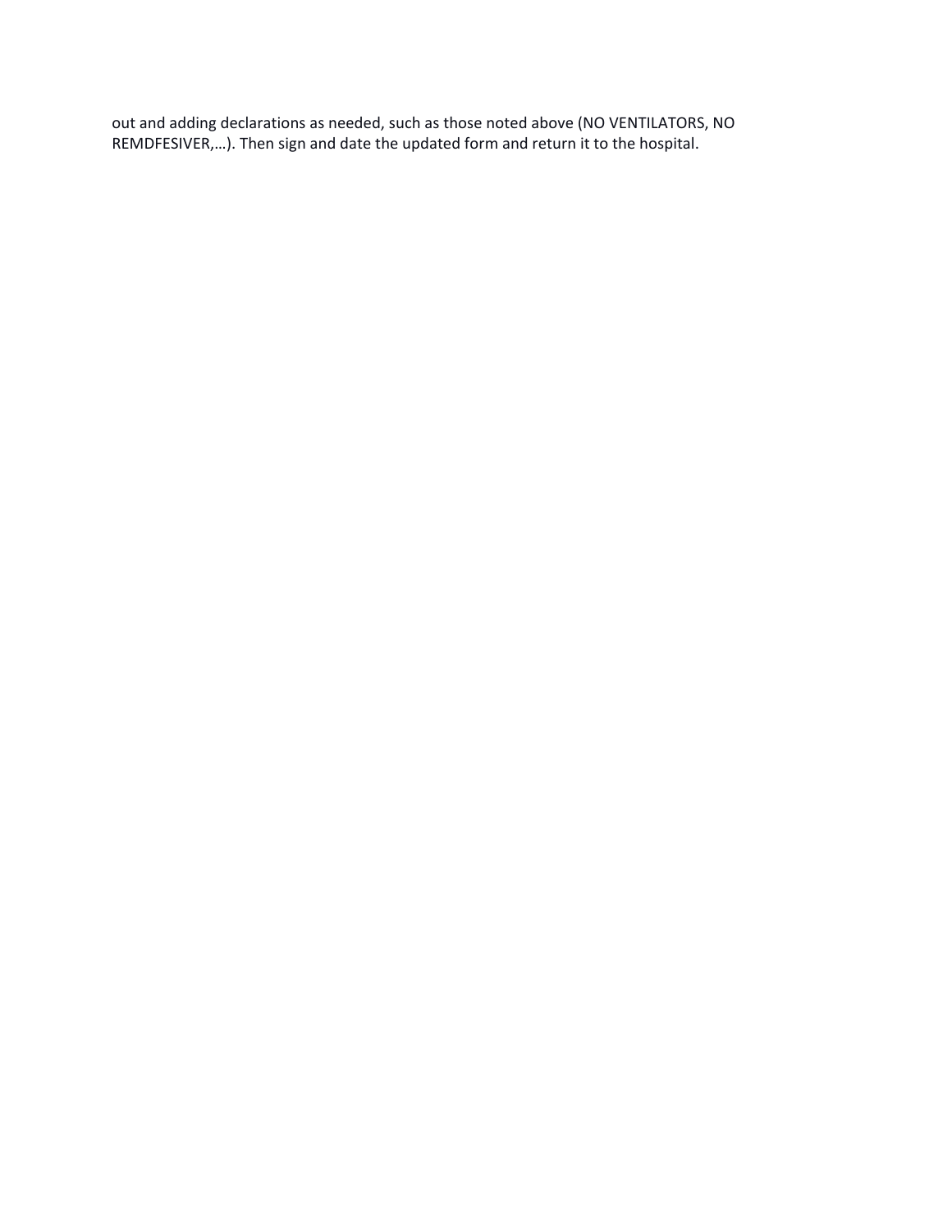out and adding declarations as needed, such as those noted above (NO VENTILATORS, NO REMDFESIVER,…). Then sign and date the updated form and return it to the hospital.